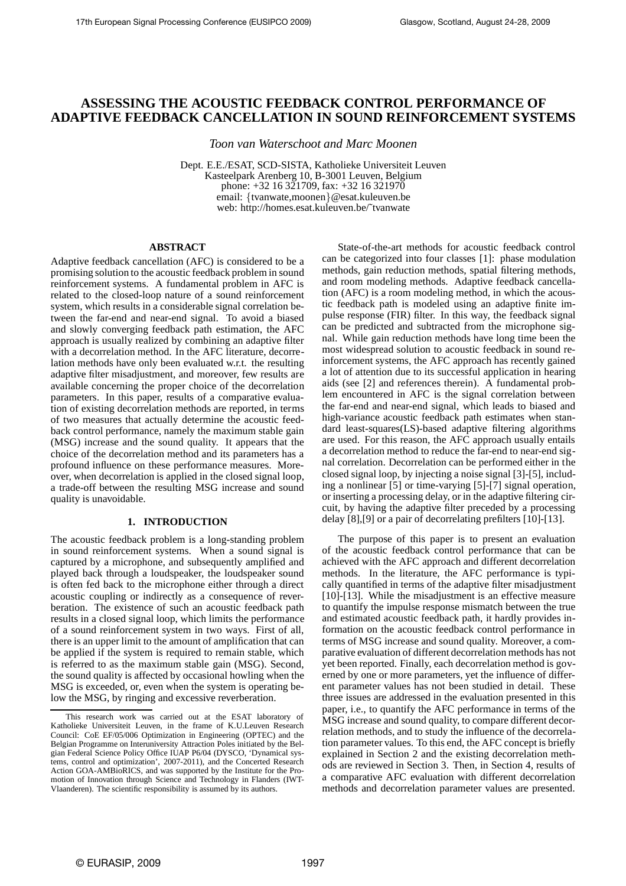# ASSESSING THE ACOUSTIC FEEDBACK CONTROL PERFORMANCE OF ADAPTIVE FEEDBACK CANCELLATION IN SOUND REINFORCEMENT SYSTEMS

*Toon van Waterschoot and Marc Moonen*

Dept. E.E./ESAT, SCD-SISTA, Katholieke Universiteit Leuven
Kasteelpark Arenberg 10, B-3001 Leuven, Belgium
phone: +32 16 321709, fax: +32 16 321970
email: {tvanwate,moonen}@esat.kuleuven.be
web: http://homes.esat.kuleuven.be/~tvanwate

## ABSTRACT

Adaptive feedback cancellation (AFC) is considered to be a promising solution to the acoustic feedback problem in sound reinforcement systems. A fundamental problem in AFC is related to the closed-loop nature of a sound reinforcement system, which results in a considerable signal correlation between the far-end and near-end signal. To avoid a biased and slowly converging feedback path estimation, the AFC approach is usually realized by combining an adaptive filter with a decorrelation method. In the AFC literature, decorrelation methods have only been evaluated w.r.t. the resulting adaptive filter misadjustment, and moreover, few results are available concerning the proper choice of the decorrelation parameters. In this paper, results of a comparative evaluation of existing decorrelation methods are reported, in terms of two measures that actually determine the acoustic feedback control performance, namely the maximum stable gain (MSG) increase and the sound quality. It appears that the choice of the decorrelation method and its parameters has a profound influence on these performance measures. Moreover, when decorrelation is applied in the closed signal loop, a trade-off between the resulting MSG increase and sound quality is unavoidable.

## 1. INTRODUCTION

The acoustic feedback problem is a long-standing problem in sound reinforcement systems. When a sound signal is captured by a microphone, and subsequently amplified and played back through a loudspeaker, the loudspeaker sound is often fed back to the microphone either through a direct acoustic coupling or indirectly as a consequence of reverberation. The existence of such an acoustic feedback path results in a closed signal loop, which limits the performance of a sound reinforcement system in two ways. First of all, there is an upper limit to the amount of amplification that can be applied if the system is required to remain stable, which is referred to as the maximum stable gain (MSG). Second, the sound quality is affected by occasional howling when the MSG is exceeded, or, even when the system is operating below the MSG, by ringing and excessive reverberation.

This research work was carried out at the ESAT laboratory of Katholieke Universiteit Leuven, in the frame of K.U.Leuven Research Council: CoE EF/05/006 Optimization in Engineering (OPTEC) and the Belgian Programme on Interuniversity Attraction Poles initiated by the Belgian Federal Science Policy Office IUAP P6/04 (DYSCO, 'Dynamical systems, control and optimization', 2007-2011), and the Concerted Research Action GOA-AMBioRICS, and was supported by the Institute for the Promotion of Innovation through Science and Technology in Flanders (IWT-Vlaanderen). The scientific responsibility is assumed by its authors.

State-of-the-art methods for acoustic feedback control can be categorized into four classes [1]: phase modulation methods, gain reduction methods, spatial filtering methods, and room modeling methods. Adaptive feedback cancellation (AFC) is a room modeling method, in which the acoustic feedback path is modeled using an adaptive finite impulse response (FIR) filter. In this way, the feedback signal can be predicted and subtracted from the microphone signal. While gain reduction methods have long time been the most widespread solution to acoustic feedback in sound reinforcement systems, the AFC approach has recently gained a lot of attention due to its successful application in hearing aids (see [2] and references therein). A fundamental problem encountered in AFC is the signal correlation between the far-end and near-end signal, which leads to biased and high-variance acoustic feedback path estimates when standard least-squares(LS)-based adaptive filtering algorithms are used. For this reason, the AFC approach usually entails a decorrelation method to reduce the far-end to near-end signal correlation. Decorrelation can be performed either in the closed signal loop, by injecting a noise signal [3]-[5], including a nonlinear [5] or time-varying [5]-[7] signal operation, or inserting a processing delay, or in the adaptive filtering circuit, by having the adaptive filter preceded by a processing delay [8],[9] or a pair of decorrelating prefilters [10]-[13].

The purpose of this paper is to present an evaluation of the acoustic feedback control performance that can be achieved with the AFC approach and different decorrelation methods. In the literature, the AFC performance is typically quantified in terms of the adaptive filter misadjustment [10]-[13]. While the misadjustment is an effective measure to quantify the impulse response mismatch between the true and estimated acoustic feedback path, it hardly provides information on the acoustic feedback control performance in terms of MSG increase and sound quality. Moreover, a comparative evaluation of different decorrelation methods has not yet been reported. Finally, each decorrelation method is governed by one or more parameters, yet the influence of different parameter values has not been studied in detail. These three issues are addressed in the evaluation presented in this paper, i.e., to quantify the AFC performance in terms of the MSG increase and sound quality, to compare different decorrelation methods, and to study the influence of the decorrelation parameter values. To this end, the AFC concept is briefly explained in Section 2 and the existing decorrelation methods are reviewed in Section 3. Then, in Section 4, results of a comparative AFC evaluation with different decorrelation methods and decorrelation parameter values are presented.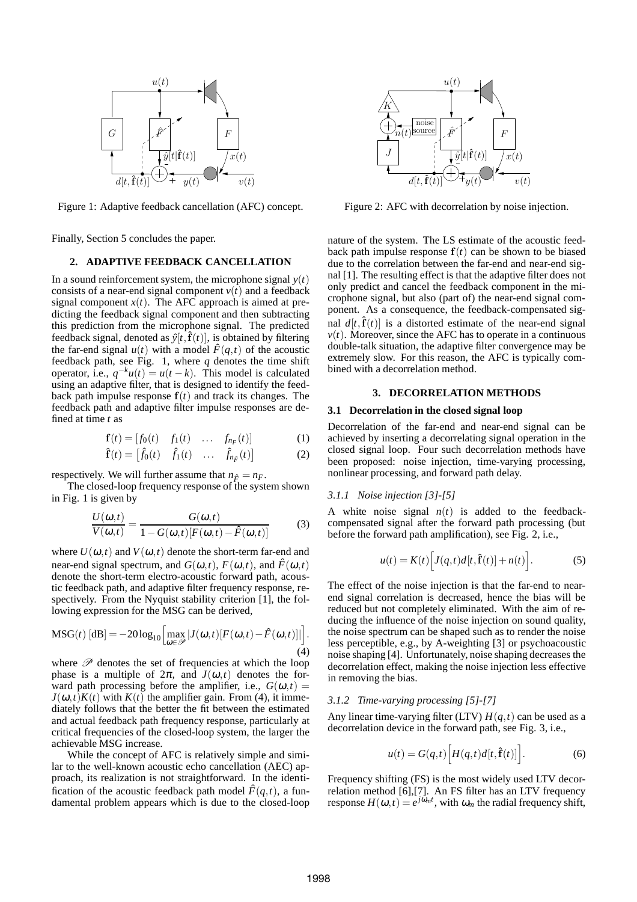Figure 1: Adaptive feedback cancellation (AFC) concept.

Figure 2: AFC with decorrelation by noise injection.

Finally, Section 5 concludes the paper.

## 2. ADAPTIVE FEEDBACK CANCELLATION

In a sound reinforcement system, the microphone signal $y(t)$ consists of a near-end signal component $v(t)$ and a feedback signal component $x(t)$. The AFC approach is aimed at predicting the feedback signal component and then subtracting this prediction from the microphone signal. The predicted feedback signal, denoted as $\hat{y}[t,\hat{\mathbf{f}}(t)]$, is obtained by filtering the far-end signal $u(t)$ with a model $\hat{F}(q,t)$ of the acoustic feedback path, see Fig. 1, where $q$ denotes the time shift operator, i.e., $q^{-k}u(t) = u(t-k)$. This model is calculated using an adaptive filter, that is designed to identify the feedback path impulse response $\mathbf{f}(t)$ and track its changes. The feedback path and adaptive filter impulse responses are defined at time $t$ as

$$\mathbf{f}(t) = \begin{bmatrix} f_0(t) & f_1(t) & \dots & f_{n_F}(t) \end{bmatrix} \quad (1)$$

$$\hat{\mathbf{f}}(t) = \begin{bmatrix} \hat{f}_0(t) & \hat{f}_1(t) & \dots & \hat{f}_{n_{\hat{F}}}(t) \end{bmatrix} \quad (2)$$

respectively. We will further assume that $n_{\hat{F}} = n_F$.

The closed-loop frequency response of the system shown in Fig. 1 is given by

$$\frac{U(\omega,t)}{V(\omega,t)} = \frac{G(\omega,t)}{1 - G(\omega,t)[F(\omega,t) - \hat{F}(\omega,t)]} \quad (3)$$

where $U(\omega,t)$ and $V(\omega,t)$ denote the short-term far-end and near-end signal spectrum, and $G(\omega,t)$, $F(\omega,t)$, and $\hat{F}(\omega,t)$ denote the short-term electro-acoustic forward path, acoustic feedback path, and adaptive filter frequency response, respectively. From the Nyquist stability criterion [1], the following expression for the MSG can be derived,

$$\text{MSG}(t)\ [\text{dB}] = -20\log_{10}\Big[\max_{\omega\in\mathscr{P}} |J(\omega,t)[F(\omega,t) - \hat{F}(\omega,t)]|\Big]. \quad (4)$$

where $\mathscr{P}$ denotes the set of frequencies at which the loop phase is a multiple of $2\pi$, and $J(\omega,t)$ denotes the forward path processing before the amplifier, i.e., $G(\omega,t) = J(\omega,t)K(t)$ with $K(t)$ the amplifier gain. From (4), it immediately follows that the better the fit between the estimated and actual feedback path frequency response, particularly at critical frequencies of the closed-loop system, the larger the achievable MSG increase.

While the concept of AFC is relatively simple and similar to the well-known acoustic echo cancellation (AEC) approach, its realization is not straightforward. In the identification of the acoustic feedback path model $\hat{F}(q,t)$, a fundamental problem appears which is due to the closed-loop nature of the system. The LS estimate of the acoustic feedback path impulse response $\mathbf{f}(t)$ can be shown to be biased due to the correlation between the far-end and near-end signal [1]. The resulting effect is that the adaptive filter does not only predict and cancel the feedback component in the microphone signal, but also (part of) the near-end signal component. As a consequence, the feedback-compensated signal $d[t,\hat{\mathbf{f}}(t)]$ is a distorted estimate of the near-end signal $v(t)$. Moreover, since the AFC has to operate in a continuous double-talk situation, the adaptive filter convergence may be extremely slow. For this reason, the AFC is typically combined with a decorrelation method.

## 3. DECORRELATION METHODS

### 3.1 Decorrelation in the closed signal loop

Decorrelation of the far-end and near-end signal can be achieved by inserting a decorrelating signal operation in the closed signal loop. Four such decorrelation methods have been proposed: noise injection, time-varying processing, nonlinear processing, and forward path delay.

#### *3.1.1 Noise injection [3]-[5]*

A white noise signal $n(t)$ is added to the feedback-compensated signal after the forward path processing (but before the forward path amplification), see Fig. 2, i.e.,

$$u(t) = K(t)\Big[J(q,t)d[t,\hat{\mathbf{f}}(t)] + n(t)\Big]. \quad (5)$$

The effect of the noise injection is that the far-end to near-end signal correlation is decreased, hence the bias will be reduced but not completely eliminated. With the aim of reducing the influence of the noise injection on sound quality, the noise spectrum can be shaped such as to render the noise less perceptible, e.g., by A-weighting [3] or psychoacoustic noise shaping [4]. Unfortunately, noise shaping decreases the decorrelation effect, making the noise injection less effective in removing the bias.

#### *3.1.2 Time-varying processing [5]-[7]*

Any linear time-varying filter (LTV) $H(q,t)$ can be used as a decorrelation device in the forward path, see Fig. 3, i.e.,

$$u(t) = G(q,t)\Big[H(q,t)d[t,\hat{\mathbf{f}}(t)]\Big]. \quad (6)$$

Frequency shifting (FS) is the most widely used LTV decorrelation method [6],[7]. An FS filter has an LTV frequency response $H(\omega,t) = e^{j\omega_m t}$, with $\omega_m$ the radial frequency shift,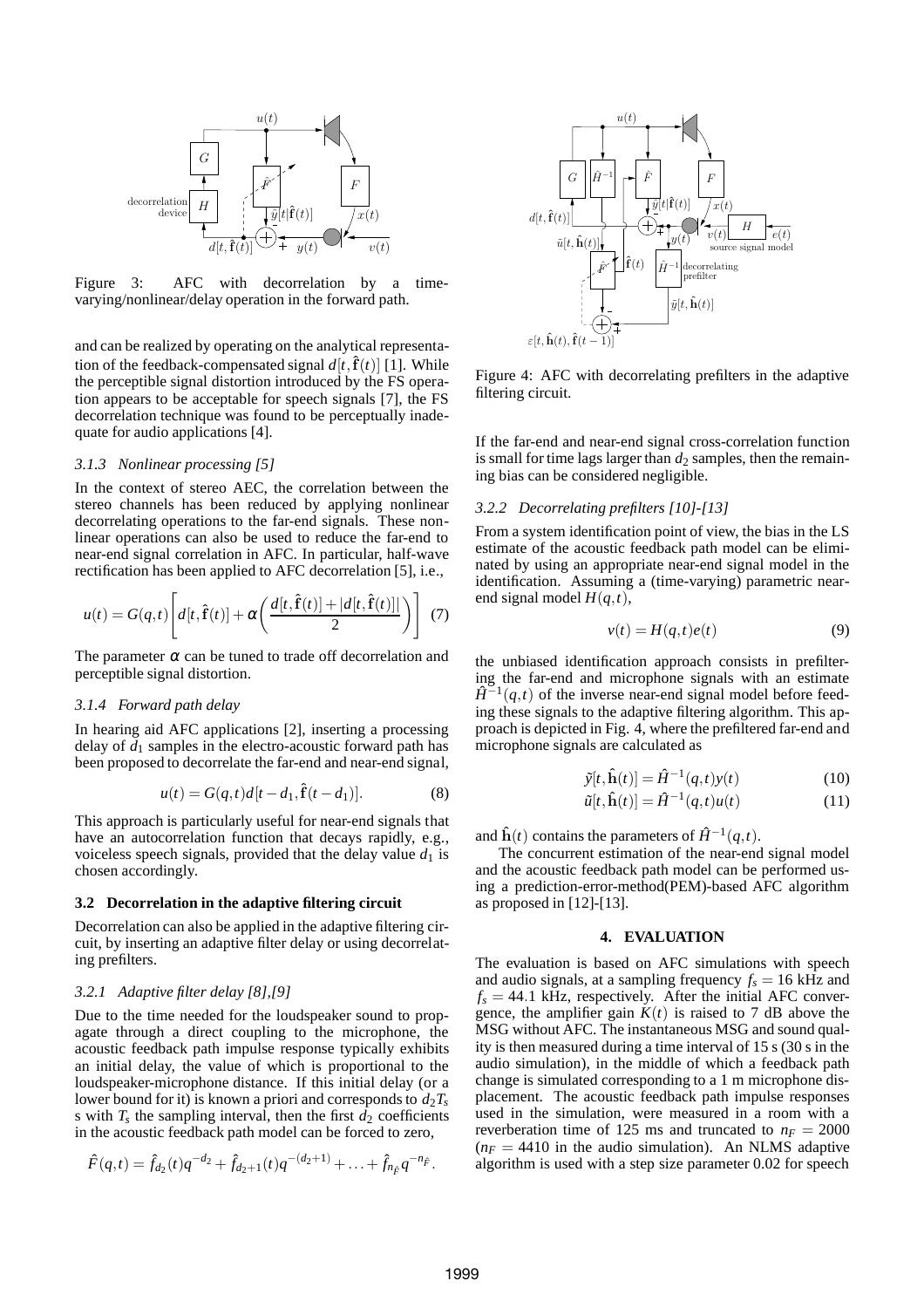Figure 3: AFC with decorrelation by a time-varying/nonlinear/delay operation in the forward path.

and can be realized by operating on the analytical representation of the feedback-compensated signal $d[t, \hat{\mathbf{f}}(t)]$ [1]. While the perceptible signal distortion introduced by the FS operation appears to be acceptable for speech signals [7], the FS decorrelation technique was found to be perceptually inadequate for audio applications [4].

### 3.1.3 Nonlinear processing [5]

In the context of stereo AEC, the correlation between the stereo channels has been reduced by applying nonlinear decorrelating operations to the far-end signals. These nonlinear operations can also be used to reduce the far-end to near-end signal correlation in AFC. In particular, half-wave rectification has been applied to AFC decorrelation [5], i.e.,

$$u(t) = G(q,t)\left[d[t,\hat{\mathbf{f}}(t)] + \alpha\left(\frac{d[t,\hat{\mathbf{f}}(t)] + |d[t,\hat{\mathbf{f}}(t)]|}{2}\right)\right] \quad (7)$$

The parameter $\alpha$ can be tuned to trade off decorrelation and perceptible signal distortion.

### 3.1.4 Forward path delay

In hearing aid AFC applications [2], inserting a processing delay of $d_1$ samples in the electro-acoustic forward path has been proposed to decorrelate the far-end and near-end signal,

$$u(t) = G(q,t)d[t - d_1, \hat{\mathbf{f}}(t - d_1)]. \quad (8)$$

This approach is particularly useful for near-end signals that have an autocorrelation function that decays rapidly, e.g., voiceless speech signals, provided that the delay value $d_1$ is chosen accordingly.

## 3.2 Decorrelation in the adaptive filtering circuit

Decorrelation can also be applied in the adaptive filtering circuit, by inserting an adaptive filter delay or using decorrelating prefilters.

### 3.2.1 Adaptive filter delay [8],[9]

Due to the time needed for the loudspeaker sound to propagate through a direct coupling to the microphone, the acoustic feedback path impulse response typically exhibits an initial delay, the value of which is proportional to the loudspeaker-microphone distance. If this initial delay (or a lower bound for it) is known a priori and corresponds to $d_2 T_s$ s with $T_s$ the sampling interval, then the first $d_2$ coefficients in the acoustic feedback path model can be forced to zero,

$$\hat{F}(q,t) = \hat{f}_{d_2}(t)q^{-d_2} + \hat{f}_{d_2+1}(t)q^{-(d_2+1)} + \ldots + \hat{f}_{n_{\hat{F}}}q^{-n_{\hat{F}}}.$$

Figure 4: AFC with decorrelating prefilters in the adaptive filtering circuit.

If the far-end and near-end signal cross-correlation function is small for time lags larger than $d_2$ samples, then the remaining bias can be considered negligible.

### 3.2.2 Decorrelating prefilters [10]-[13]

From a system identification point of view, the bias in the LS estimate of the acoustic feedback path model can be eliminated by using an appropriate near-end signal model in the identification. Assuming a (time-varying) parametric near-end signal model $H(q,t)$,

$$v(t) = H(q,t)e(t) \quad (9)$$

the unbiased identification approach consists in prefiltering the far-end and microphone signals with an estimate $\hat{H}^{-1}(q,t)$ of the inverse near-end signal model before feeding these signals to the adaptive filtering algorithm. This approach is depicted in Fig. 4, where the prefiltered far-end and microphone signals are calculated as

$$\tilde{y}[t,\hat{\mathbf{h}}(t)] = \hat{H}^{-1}(q,t)y(t) \quad (10)$$

$$\tilde{u}[t,\hat{\mathbf{h}}(t)] = \hat{H}^{-1}(q,t)u(t) \quad (11)$$

and $\hat{\mathbf{h}}(t)$ contains the parameters of $\hat{H}^{-1}(q,t)$.

The concurrent estimation of the near-end signal model and the acoustic feedback path model can be performed using a prediction-error-method(PEM)-based AFC algorithm as proposed in [12]-[13].

# 4. EVALUATION

The evaluation is based on AFC simulations with speech and audio signals, at a sampling frequency $f_s = 16$ kHz and $f_s = 44.1$ kHz, respectively. After the initial AFC convergence, the amplifier gain $K(t)$ is raised to 7 dB above the MSG without AFC. The instantaneous MSG and sound quality is then measured during a time interval of 15 s (30 s in the audio simulation), in the middle of which a feedback path change is simulated corresponding to a 1 m microphone displacement. The acoustic feedback path impulse responses used in the simulation, were measured in a room with a reverberation time of 125 ms and truncated to $n_F = 2000$ ($n_F = 4410$ in the audio simulation). An NLMS adaptive algorithm is used with a step size parameter 0.02 for speech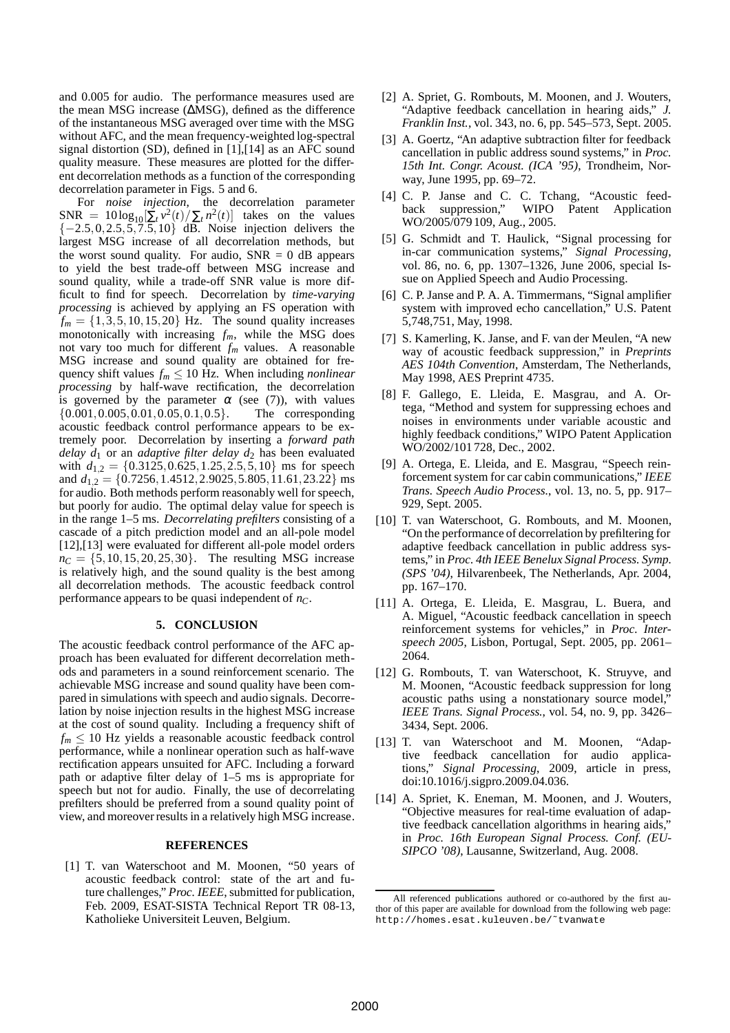and 0.005 for audio. The performance measures used are the mean MSG increase ($\Delta$MSG), defined as the difference of the instantaneous MSG averaged over time with the MSG without AFC, and the mean frequency-weighted log-spectral signal distortion (SD), defined in [1],[14] as an AFC sound quality measure. These measures are plotted for the different decorrelation methods as a function of the corresponding decorrelation parameter in Figs. 5 and 6.

For *noise injection*, the decorrelation parameter $\text{SNR} = 10\log_{10}[\sum_t v^2(t)/\sum_t n^2(t)]$ takes on the values $\{-2.5, 0, 2.5, 5, 7.5, 10\}$ dB. Noise injection delivers the largest MSG increase of all decorrelation methods, but the worst sound quality. For audio, SNR = 0 dB appears to yield the best trade-off between MSG increase and sound quality, while a trade-off SNR value is more difficult to find for speech. Decorrelation by *time-varying processing* is achieved by applying an FS operation with $f_m = \{1, 3, 5, 10, 15, 20\}$ Hz. The sound quality increases monotonically with increasing $f_m$, while the MSG does not vary too much for different $f_m$ values. A reasonable MSG increase and sound quality are obtained for frequency shift values $f_m \leq 10$ Hz. When including *nonlinear processing* by half-wave rectification, the decorrelation is governed by the parameter $\alpha$ (see (7)), with values $\{0.001, 0.005, 0.01, 0.05, 0.1, 0.5\}$. The corresponding acoustic feedback control performance appears to be extremely poor. Decorrelation by inserting a *forward path delay* $d_1$ or an *adaptive filter delay* $d_2$ has been evaluated with $d_{1,2} = \{0.3125, 0.625, 1.25, 2.5, 5, 10\}$ ms for speech and $d_{1,2} = \{0.7256, 1.4512, 2.9025, 5.805, 11.61, 23.22\}$ ms for audio. Both methods perform reasonably well for speech, but poorly for audio. The optimal delay value for speech is in the range 1–5 ms. *Decorrelating prefilters* consisting of a cascade of a pitch prediction model and an all-pole model [12],[13] were evaluated for different all-pole model orders $n_C = \{5, 10, 15, 20, 25, 30\}$. The resulting MSG increase is relatively high, and the sound quality is the best among all decorrelation methods. The acoustic feedback control performance appears to be quasi independent of $n_C$.

## 5. CONCLUSION

The acoustic feedback control performance of the AFC approach has been evaluated for different decorrelation methods and parameters in a sound reinforcement scenario. The achievable MSG increase and sound quality have been compared in simulations with speech and audio signals. Decorrelation by noise injection results in the highest MSG increase at the cost of sound quality. Including a frequency shift of $f_m \leq 10$ Hz yields a reasonable acoustic feedback control performance, while a nonlinear operation such as half-wave rectification appears unsuited for AFC. Including a forward path or adaptive filter delay of 1–5 ms is appropriate for speech but not for audio. Finally, the use of decorrelating prefilters should be preferred from a sound quality point of view, and moreover results in a relatively high MSG increase.

## REFERENCES

[1] T. van Waterschoot and M. Moonen, "50 years of acoustic feedback control: state of the art and future challenges," *Proc. IEEE*, submitted for publication, Feb. 2009, ESAT-SISTA Technical Report TR 08-13, Katholieke Universiteit Leuven, Belgium.

[2] A. Spriet, G. Rombouts, M. Moonen, and J. Wouters, "Adaptive feedback cancellation in hearing aids," *J. Franklin Inst.*, vol. 343, no. 6, pp. 545–573, Sept. 2005.

[3] A. Goertz, "An adaptive subtraction filter for feedback cancellation in public address sound systems," in *Proc. 15th Int. Congr. Acoust. (ICA '95)*, Trondheim, Norway, June 1995, pp. 69–72.

[4] C. P. Janse and C. C. Tchang, "Acoustic feedback suppression," WIPO Patent Application WO/2005/079 109, Aug., 2005.

[5] G. Schmidt and T. Haulick, "Signal processing for in-car communication systems," *Signal Processing*, vol. 86, no. 6, pp. 1307–1326, June 2006, special Issue on Applied Speech and Audio Processing.

[6] C. P. Janse and P. A. A. Timmermans, "Signal amplifier system with improved echo cancellation," U.S. Patent 5,748,751, May, 1998.

[7] S. Kamerling, K. Janse, and F. van der Meulen, "A new way of acoustic feedback suppression," in *Preprints AES 104th Convention*, Amsterdam, The Netherlands, May 1998, AES Preprint 4735.

[8] F. Gallego, E. Lleida, E. Masgrau, and A. Ortega, "Method and system for suppressing echoes and noises in environments under variable acoustic and highly feedback conditions," WIPO Patent Application WO/2002/101 728, Dec., 2002.

[9] A. Ortega, E. Lleida, and E. Masgrau, "Speech reinforcement system for car cabin communications," *IEEE Trans. Speech Audio Process.*, vol. 13, no. 5, pp. 917–929, Sept. 2005.

[10] T. van Waterschoot, G. Rombouts, and M. Moonen, "On the performance of decorrelation by prefiltering for adaptive feedback cancellation in public address systems," in *Proc. 4th IEEE Benelux Signal Process. Symp. (SPS '04)*, Hilvarenbeek, The Netherlands, Apr. 2004, pp. 167–170.

[11] A. Ortega, E. Lleida, E. Masgrau, L. Buera, and A. Miguel, "Acoustic feedback cancellation in speech reinforcement systems for vehicles," in *Proc. Interspeech 2005*, Lisbon, Portugal, Sept. 2005, pp. 2061–2064.

[12] G. Rombouts, T. van Waterschoot, K. Struyve, and M. Moonen, "Acoustic feedback suppression for long acoustic paths using a nonstationary source model," *IEEE Trans. Signal Process.*, vol. 54, no. 9, pp. 3426–3434, Sept. 2006.

[13] T. van Waterschoot and M. Moonen, "Adaptive feedback cancellation for audio applications," *Signal Processing*, 2009, article in press, doi:10.1016/j.sigpro.2009.04.036.

[14] A. Spriet, K. Eneman, M. Moonen, and J. Wouters, "Objective measures for real-time evaluation of adaptive feedback cancellation algorithms in hearing aids," in *Proc. 16th European Signal Process. Conf. (EUSIPCO '08)*, Lausanne, Switzerland, Aug. 2008.

All referenced publications authored or co-authored by the first author of this paper are available for download from the following web page: `http://homes.esat.kuleuven.be/~tvanwate`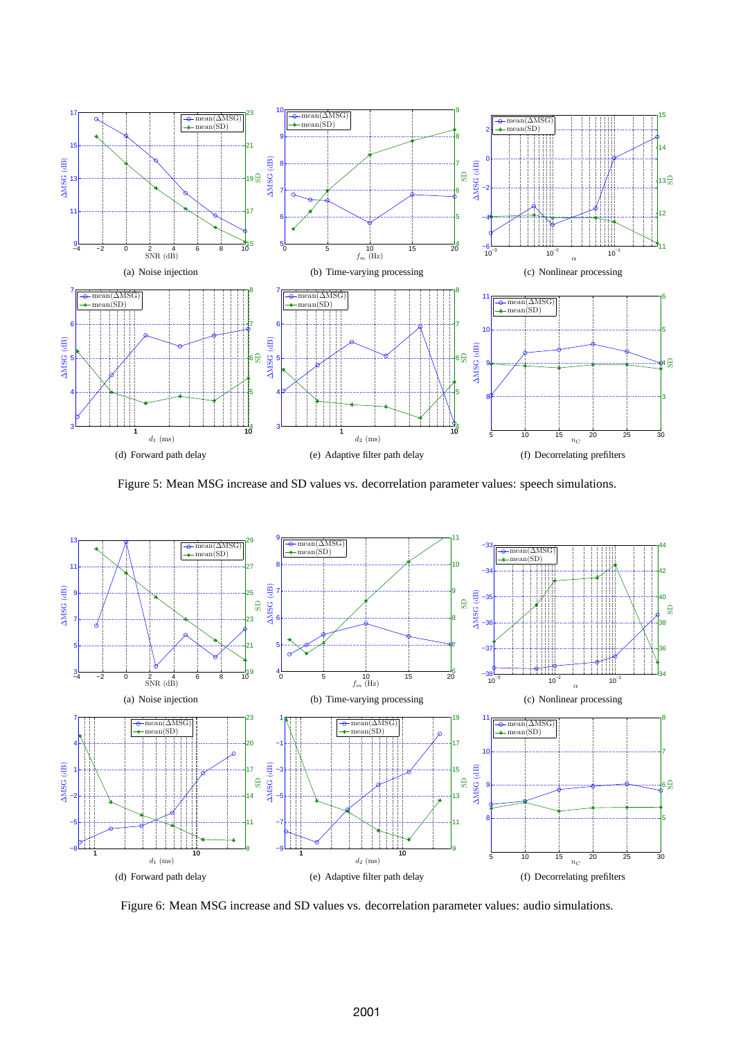(a) Noise injection

(b) Time-varying processing

(c) Nonlinear processing

(d) Forward path delay

(e) Adaptive filter path delay

(f) Decorrelating prefilters

Figure 5: Mean MSG increase and SD values vs. decorrelation parameter values: speech simulations.

(a) Noise injection

(b) Time-varying processing

(c) Nonlinear processing

(d) Forward path delay

(e) Adaptive filter path delay

(f) Decorrelating prefilters

Figure 6: Mean MSG increase and SD values vs. decorrelation parameter values: audio simulations.